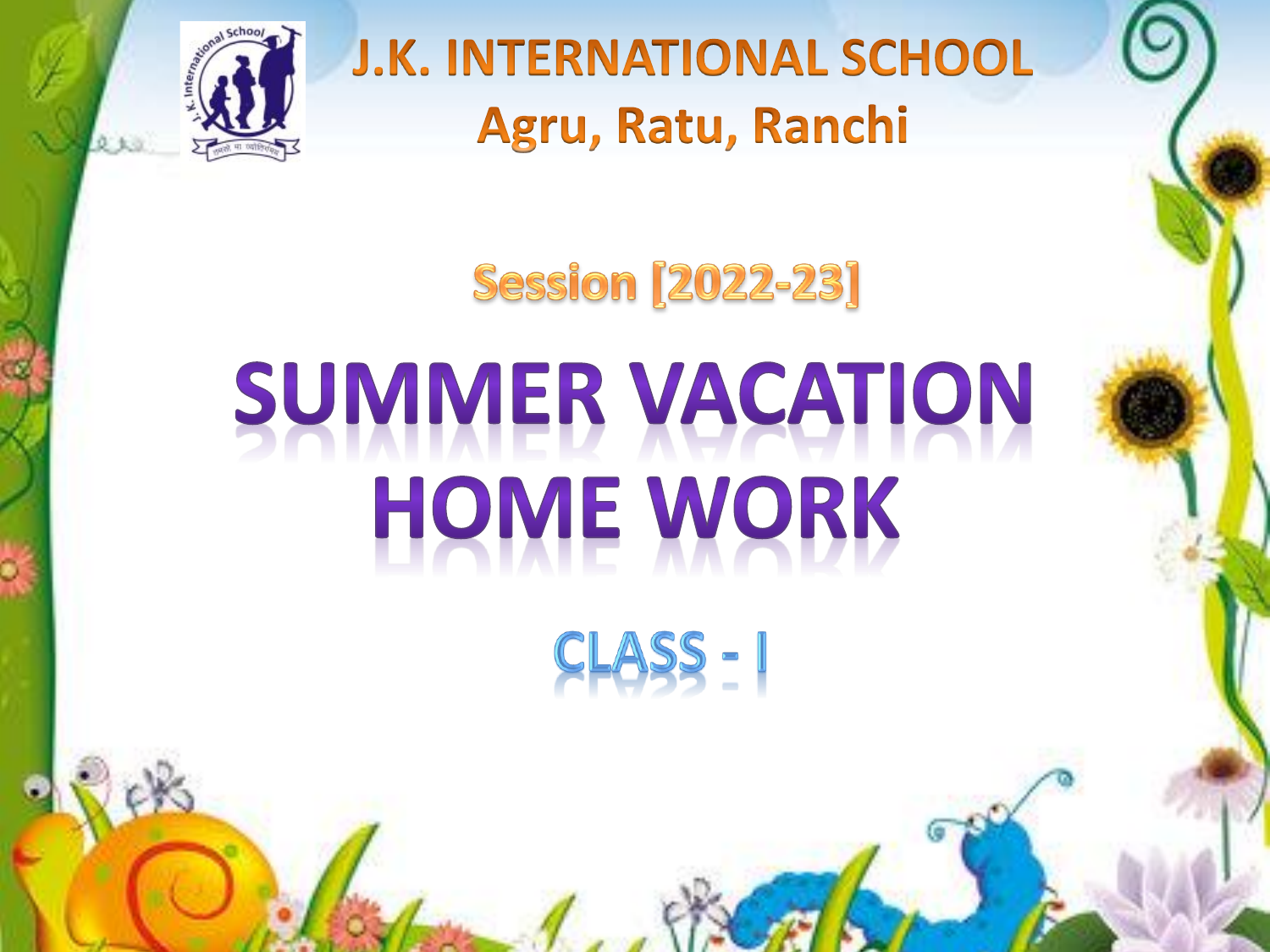# J.K. INTERNATIONAL SCHOOL

## Agru, Ratu, Ranchi

### Session [2022-23]

# SUMMER VACATION HOME WORK

## CLASS - I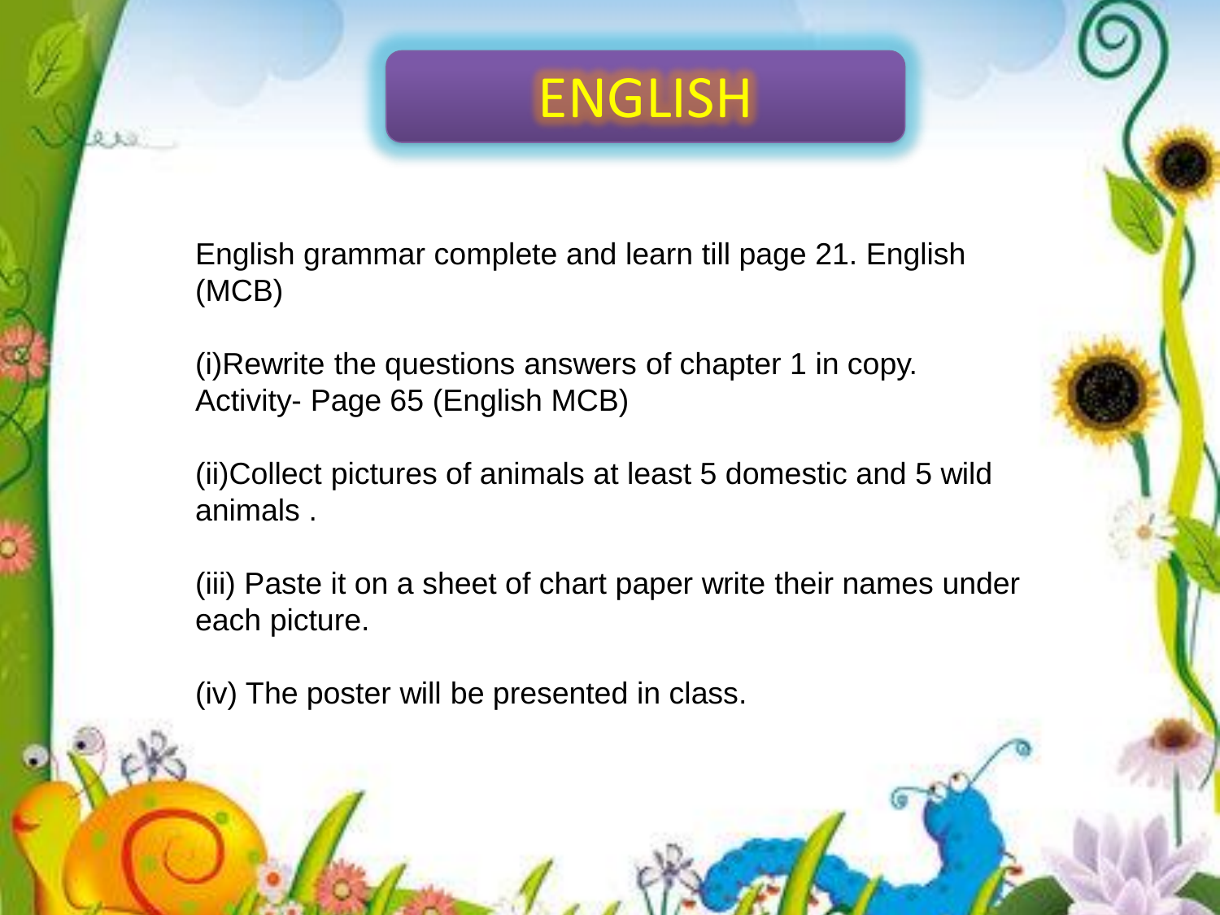# ENGLISH

English grammar complete and learn till page 21. English (MCB)

(i)Rewrite the questions answers of chapter 1 in copy. Activity- Page 65 (English MCB)

(ii)Collect pictures of animals at least 5 domestic and 5 wild animals .

(iii) Paste it on a sheet of chart paper write their names under each picture.

(iv) The poster will be presented in class.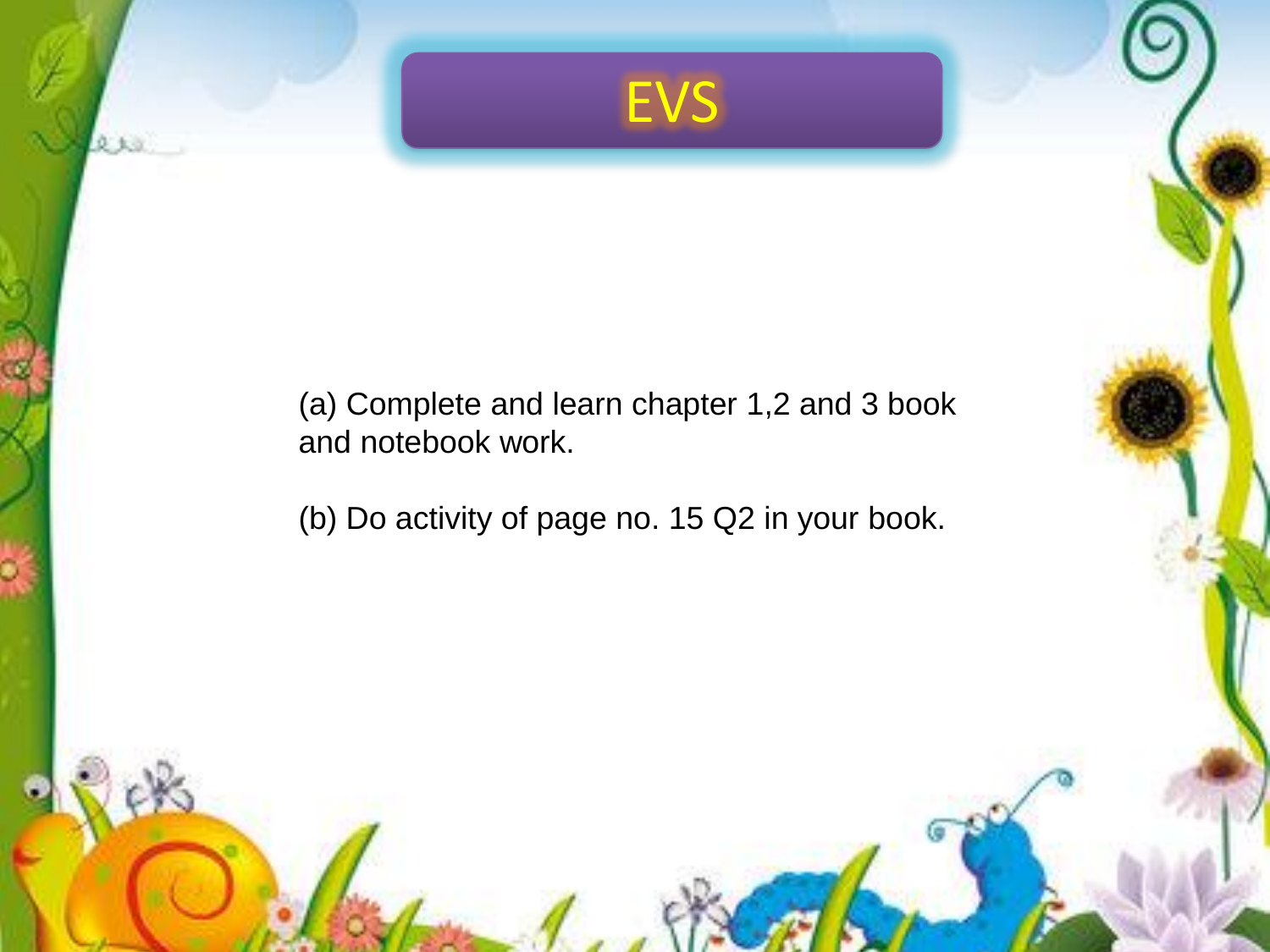# EVS

(a) Complete and learn chapter 1,2 and 3 book and notebook work.

(b) Do activity of page no. 15 Q2 in your book.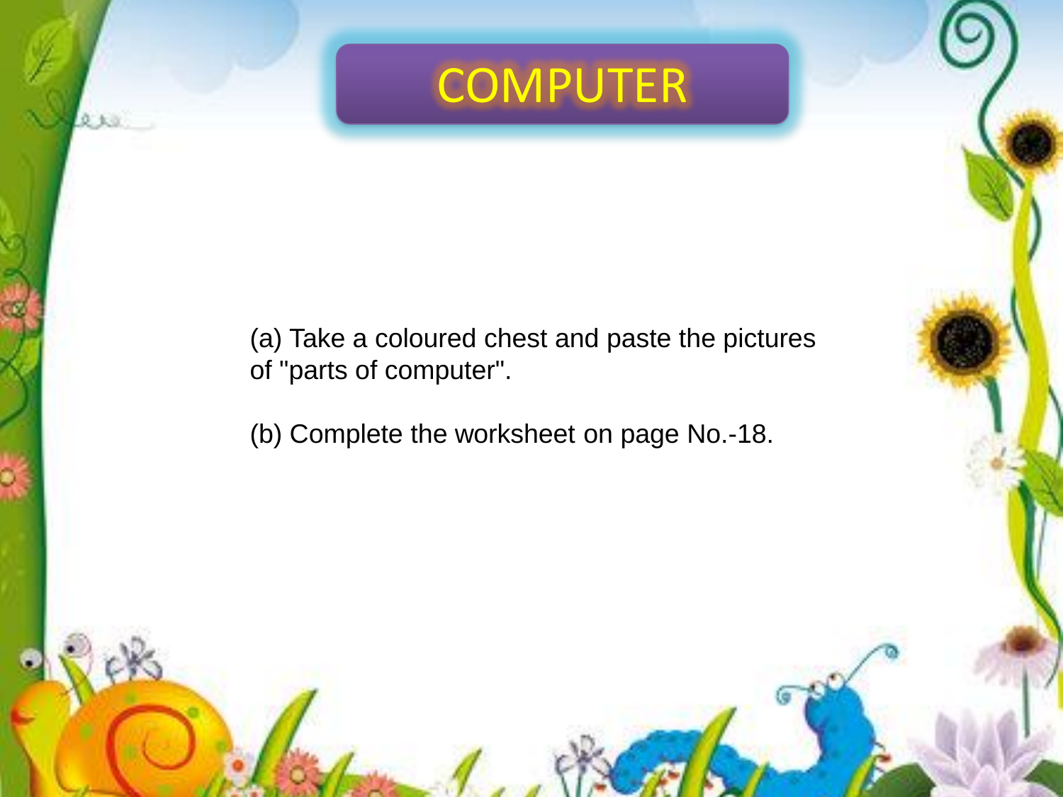# COMPUTER

(a) Take a coloured chest and paste the pictures of "parts of computer".

(b) Complete the worksheet on page No.-18.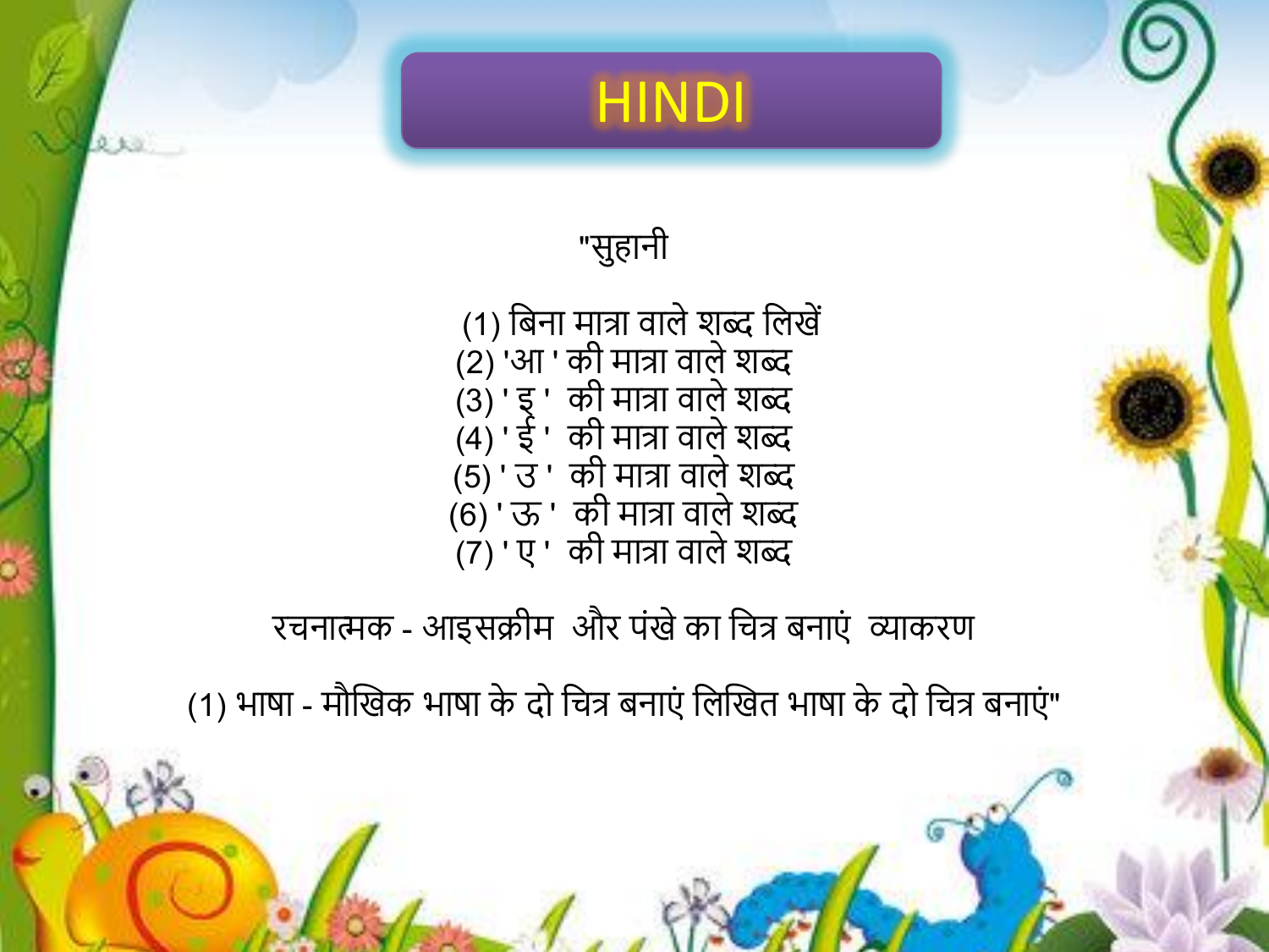# HINDI

"सुहानी

(1) बिना मात्रा वाले शब्द लिखें
(2) 'आ ' की मात्रा वाले शब्द
(3) ' इ ' की मात्रा वाले शब्द
(4) ' ई ' की मात्रा वाले शब्द
(5) ' उ ' की मात्रा वाले शब्द
(6) ' ऊ ' की मात्रा वाले शब्द
(7) ' ए ' की मात्रा वाले शब्द

रचनात्मक - आइसक्रीम और पंखे का चित्र बनाएं व्याकरण

(1) भाषा - मौखिक भाषा के दो चित्र बनाएं लिखित भाषा के दो चित्र बनाएं"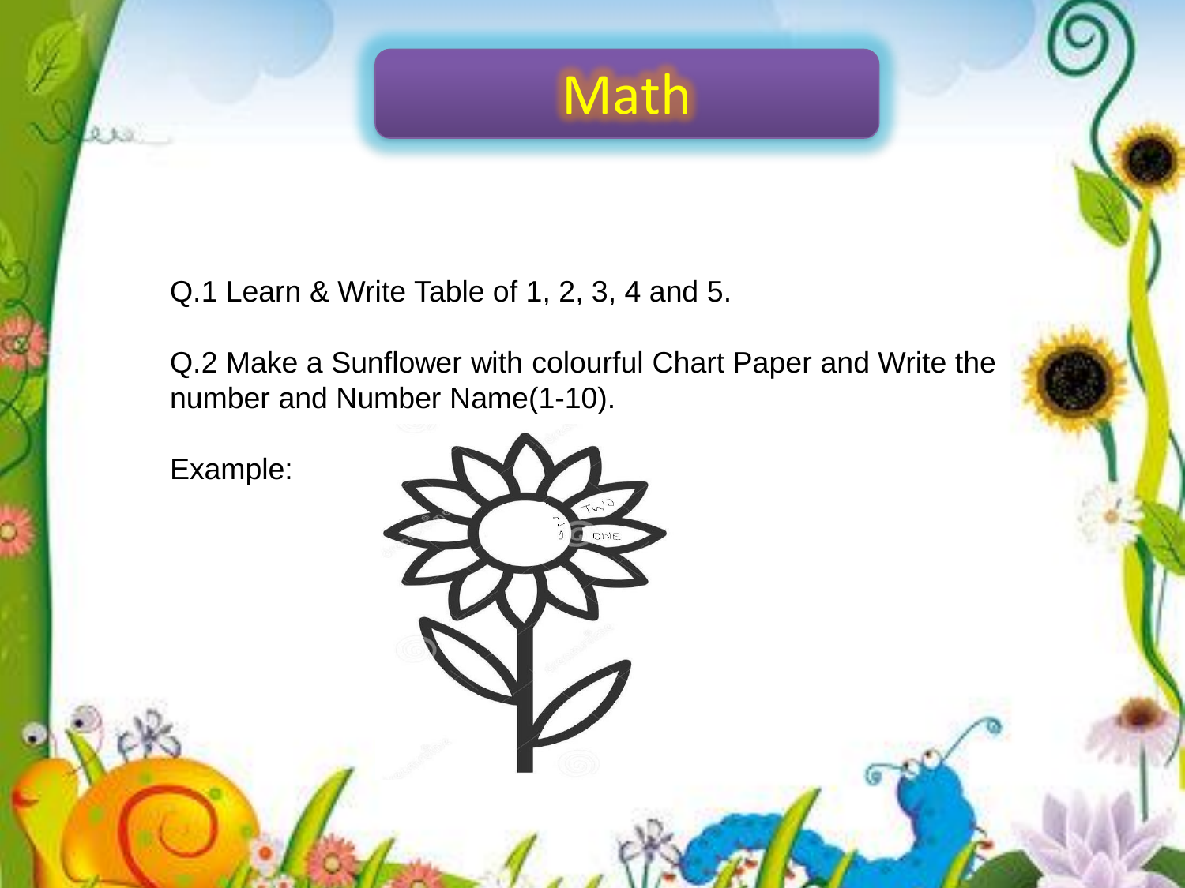# Math

Q.1 Learn & Write Table of 1, 2, 3, 4 and 5.

Q.2 Make a Sunflower with colourful Chart Paper and Write the number and Number Name(1-10).

Example: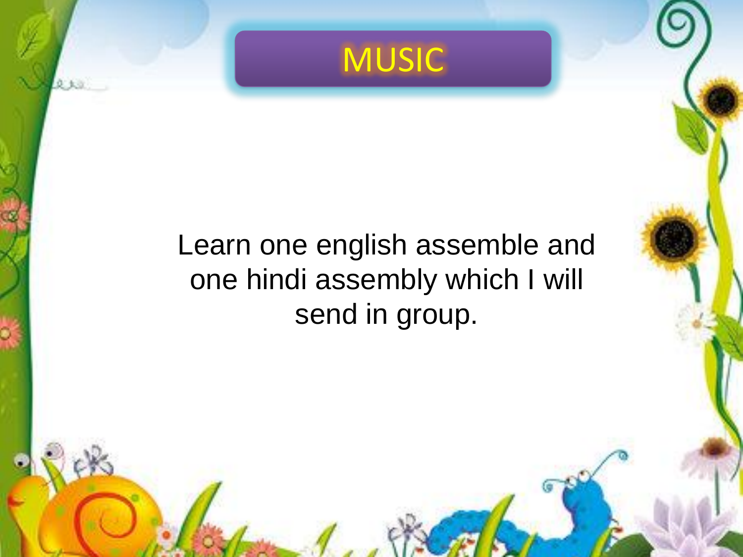# MUSIC

Learn one english assemble and one hindi assembly which I will send in group.